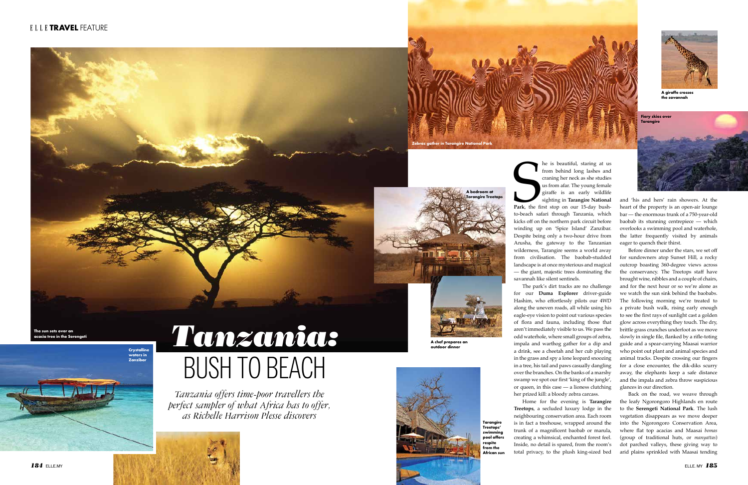# *Tanzania:* BUSH TO BEACH

*Tanzania offers time-poor travellers the perfect sampler of what Africa has to offer, as Richelle Harrison Plesse discovers*

The sun sets over an acacia tree in the Serengeti

Crystalline waters in Zanzibar

Zebras gather in Tarangire National Park

A bedroom at Tarangire Treetops

A chef prepares an outdoor dinner

Tarangire Treetops' swimming pool offers respite from the African sun

A giraffe crosses the savannah

Fiery skies over Tarangire

She is beautiful, staring at us from behind long lashes and craning her neck as she studies us from afar. The young female giraffe is an early wildlife sighting in **Tarangire National Park**, the first stop on our 15-day bush-to-beach safari through Tanzania, which kicks off on the northern park circuit before winding up on 'Spice Island' Zanzibar. Despite being only a two-hour drive from Arusha, the gateway to the Tanzanian wilderness, Tarangire seems a world away from civilisation. The baobab-studded landscape is at once mysterious and magical — the giant, majestic trees dominating the savannah like silent sentinels.

The park's dirt tracks are no challenge for our **Duma Explorer** driver-guide Hashim, who effortlessly pilots our 4WD along the uneven roads, all while using his eagle-eye vision to point out various species of flora and fauna, including those that aren't immediately visible to us. We pass the odd waterhole, where small groups of zebra, impala and warthog gather for a dip and a drink, see a cheetah and her cub playing in the grass and spy a lone leopard snoozing in a tree, his tail and paws casually dangling over the branches. On the banks of a marshy swamp we spot our first 'king of the jungle', or queen, in this case — a lioness clutching her prized kill: a bloody zebra carcass.

Home for the evening is **Tarangire Treetops**, a secluded luxury lodge in the neighbouring conservation area. Each room is in fact a treehouse, wrapped around the trunk of a magnificent baobab or marula, creating a whimsical, enchanted forest feel. Inside, no detail is spared, from the room's total privacy, to the plush king-sized bed and 'his and hers' rain showers. At the heart of the property is an open-air lounge bar — the enormous trunk of a 750-year-old baobab its stunning centrepiece — which overlooks a swimming pool and waterhole, the latter frequently visited by animals eager to quench their thirst.

Before dinner under the stars, we set off for sundowners atop Sunset Hill, a rocky outcrop boasting 360-degree views across the conservancy. The Treetops staff have brought wine, nibbles and a couple of chairs, and for the next hour or so we're alone as we watch the sun sink behind the baobabs. The following morning we're treated to a private bush walk, rising early enough to see the first rays of sunlight cast a golden glow across everything they touch. The dry, brittle grass crunches underfoot as we move slowly in single file, flanked by a rifle-toting guide and a spear-carrying Maasai warrior who point out plant and animal species and animal tracks. Despite crossing our fingers for a close encounter, the dik-diks scurry away, the elephants keep a safe distance and the impala and zebra throw suspicious glances in our direction.

Back on the road, we weave through the leafy Ngorongoro Highlands en route to the **Serengeti National Park**. The lush vegetation disappears as we move deeper into the Ngorongoro Conservation Area, where flat top acacias and Maasai *bomas* (group of traditional huts, or *manyattas*) dot parched valleys, these giving way to arid plains sprinkled with Maasai tending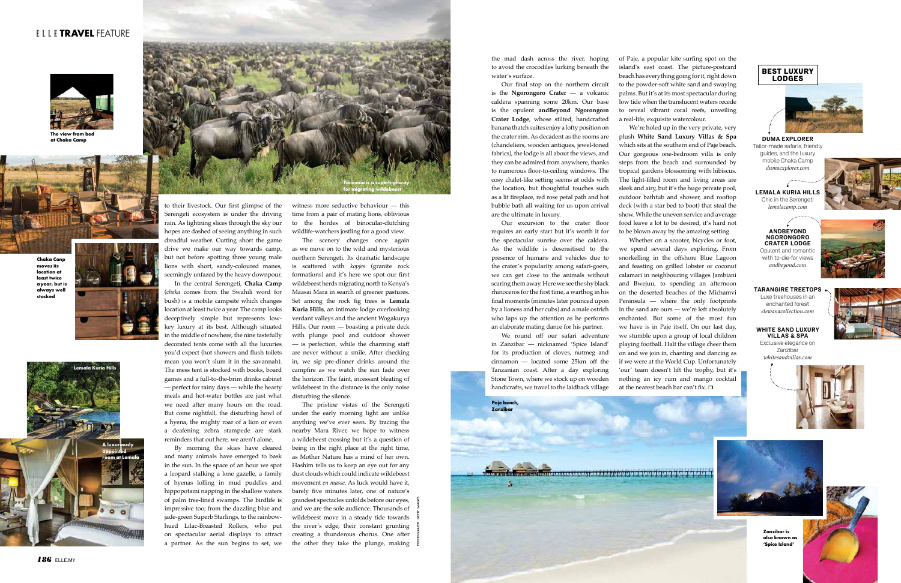to their livestock. Our first glimpse of the Serengeti ecosystem is under the driving rain. As lightning slices through the sky our hopes are dashed of seeing anything in such dreadful weather. Cutting short the game drive we make our way towards camp, but not before spotting three young male lions with short, sandy-coloured manes, seemingly unfazed by the heavy downpour.

In the central Serengeti, **Chaka Camp** (*chaka* comes from the Swahili word for bush) is a mobile campsite which changes location at least twice a year. The camp looks deceptively simple but represents low-key luxury at its best. Although situated in the middle of nowhere, the nine tastefully decorated tents come with all the luxuries you'd expect (hot showers and flush toilets mean you won't slum it in the savannah). The mess tent is stocked with books, board games and a full-to-the-brim drinks cabinet — perfect for rainy days — while the hearty meals and hot-water bottles are just what we need after many hours on the road. But come nightfall, the disturbing howl of a hyena, the mighty roar of a lion or even a deafening zebra stampede are stark reminders that out here, we aren't alone.

By morning the skies have cleared and many animals have emerged to bask in the sun. In the space of an hour we spot a leopard stalking a lone gazelle, a family of hyenas lolling in mud puddles and hippopotami napping in the shallow waters of palm tree-lined swamps. The birdlife is impressive too; from the dazzling blue and jade-green Superb Starlings, to the rainbow-hued Lilac-Breasted Rollers, who put on spectacular aerial displays to attract a partner. As the sun begins to set, we witness more seductive behaviour — this time from a pair of mating lions, oblivious to the hordes of binocular-clutching wildlife-watchers jostling for a good view.

The scenery changes once again as we move on to the wild and mysterious northern Serengeti. Its dramatic landscape is scattered with *kopjes* (granite rock formations) and it's here we spot our first wildebeest herds migrating north to Kenya's Maasai Mara in search of greener pastures. Set among the rock fig trees is **Lemala Kuria Hills**, an intimate lodge overlooking verdant valleys and the ancient Wogakurya Hills. Our room — boasting a private deck with plunge pool and outdoor shower — is perfection, while the charming staff are never without a smile. After checking in, we sip pre-dinner drinks around the campfire as we watch the sun fade over the horizon. The faint, incessant bleating of wildebeest in the distance is the only noise disturbing the silence.

The pristine vistas of the Serengeti under the early morning light are unlike anything we've ever seen. By tracing the nearby Mara River, we hope to witness a wildebeest crossing but it's a question of being in the right place at the right time, as Mother Nature has a mind of her own. Hashim tells us to keep an eye out for any dust clouds which could indicate wildebeest movement *en masse*. As luck would have it, barely five minutes later, one of nature's grandest spectacles unfolds before our eyes, and we are the sole audience. Thousands of wildebeest move in a steady tide towards the river's edge, their constant grunting creating a thunderous chorus. One after the other they take the plunge, making the mad dash across the river, hoping to avoid the crocodiles lurking beneath the water's surface.

Our final stop on the northern circuit is the **Ngorongoro Crater** — a volcanic caldera spanning some 20km. Our base is the opulent **andBeyond Ngorongoro Crater Lodge**, whose stilted, handcrafted banana thatch suites enjoy a lofty position on the crater rim. As decadent as the rooms are (chandeliers, wooden antiques, jewel-toned fabrics), the lodge is all about the views, and they can be admired from anywhere, thanks to numerous floor-to-ceiling windows. The cosy chalet-like setting seems at odds with the location, but thoughtful touches such as a lit fireplace, red rose petal path and hot bubble bath all waiting for us upon arrival are the ultimate in luxury.

Our excursion to the crater floor requires an early start but it's worth it for the spectacular sunrise over the caldera. As the wildlife is desensitised to the presence of humans and vehicles due to the crater's popularity among safari-goers, we can get close to the animals without scaring them away. Here we see the shy black rhinoceros for the first time, a warthog in his final moments (minutes later pounced upon by a lioness and her cubs) and a male ostrich who laps up the attention as he performs an elaborate mating dance for his partner.

We round off our safari adventure in Zanzibar — nicknamed 'Spice Island' for its production of cloves, nutmeg and cinnamon — located some 25km off the Tanzanian coast. After a day exploring Stone Town, where we stock up on wooden handicrafts, we travel to the laidback village of Paje, a popular kite surfing spot on the island's east coast. The picture-postcard beach has everything going for it, right down to the powder-soft white sand and swaying palms. But it's at its most spectacular during low tide when the translucent waters recede to reveal vibrant coral reefs, unveiling a real-life, exquisite watercolour.

We're holed up in the very private, very plush **White Sand Luxury Villas & Spa** which sits at the southern end of Paje beach. Our gorgeous one-bedroom villa is only steps from the beach and surrounded by tropical gardens blossoming with hibiscus. The light-filled room and living areas are sleek and airy, but it's the huge private pool, outdoor bathtub and shower, and rooftop deck (with a star bed to boot) that steal the show. While the uneven service and average food leave a lot to be desired, it's hard not to be blown away by the amazing setting.

Whether on a scooter, bicycles or foot, we spend several days exploring. From snorkelling in the offshore Blue Lagoon and feasting on grilled lobster or coconut calamari in neighbouring villages Jambiani and Bwejuu, to spending an afternoon on the deserted beaches of the Michamvi Peninsula — where the only footprints in the sand are ours — we're left absolutely enchanted. But some of the most fun we have is in Paje itself. On our last day, we stumble upon a group of local children playing football. Half the village cheer them on and we join in, chanting and dancing as if we were at the World Cup. Unfortunately 'our' team doesn't lift the trophy, but it's nothing an icy rum and mango cocktail at the nearest beach bar can't fix. ❐

The view from bed at Chaka Camp

Tanzania is a superhighway for migrating wildebeest

Chaka Camp moves its location at least twice a year, but is always well stocked

Lemala Kuria Hills

A luxuriously appointed room at Lemala

Paje beach, Zanzibar

Zanzibar is also known as 'Spice Island'

PHOTOGRAPHY: GETTY IMAGES

## BEST LUXURY LODGES

**DUMA EXPLORER**
Tailor-made safaris, friendly guides, and the luxury mobile Chaka Camp
*dumaexplorer.com*

**LEMALA KURIA HILLS**
Chic in the Serengeti
*lemalacamp.com*

**ANDBEYOND NGORONGORO CRATER LODGE**
Opulent and romantic with to-die-for views
*andbeyond.com*

**TARANGIRE TREETOPS**
Luxe treehouses in an enchanted forest
*elewanacollection.com*

**WHITE SAND LUXURY VILLAS & SPA**
Exclusive elegance on Zanzibar
*whitesandvillas.com*